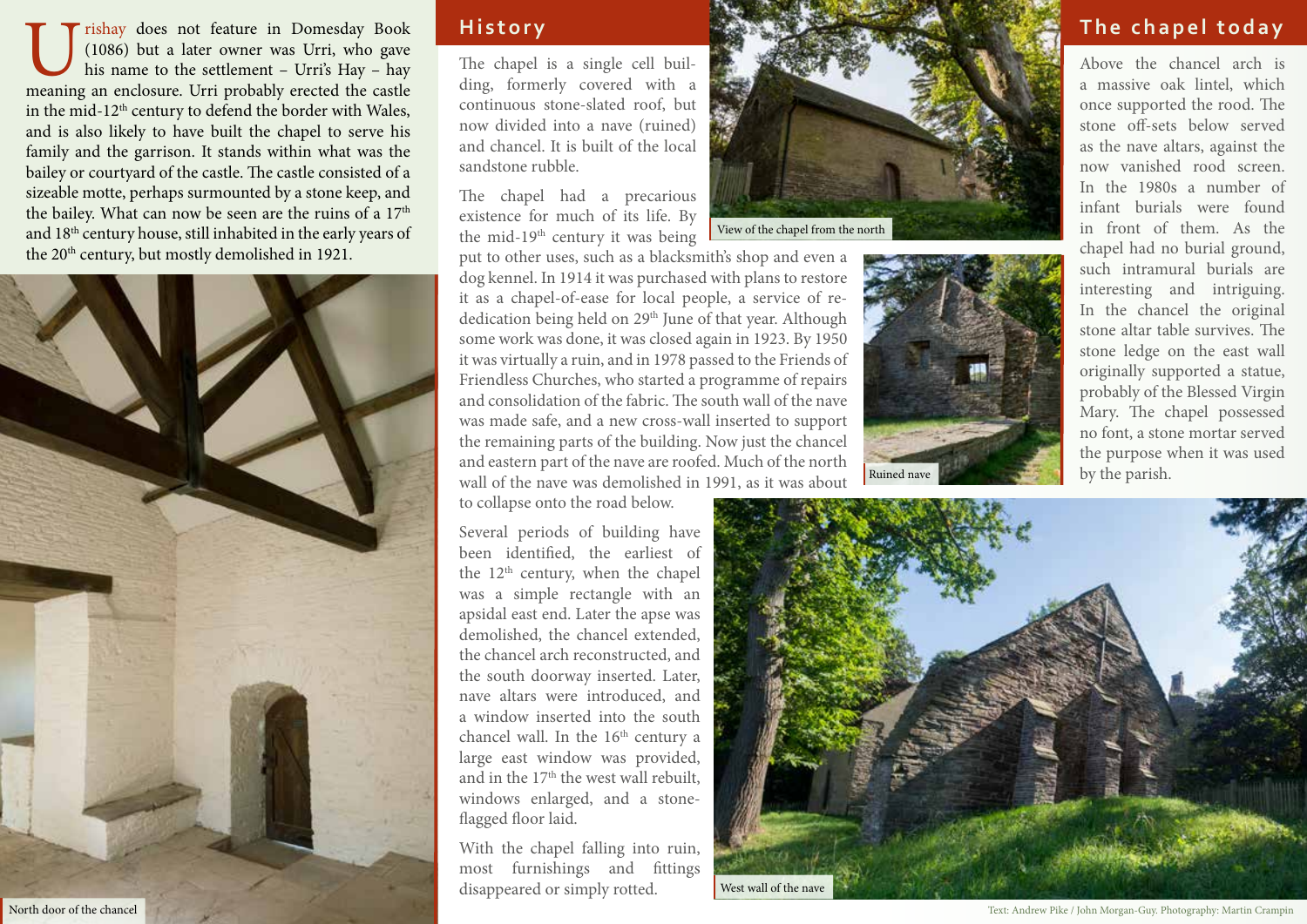Urishay does not feature in Domesday Book (1086) but a later owner was Urri, who gave his name to the settlement – Urri's Hay – hay meaning an enclosure. Urri probably erected the castle in the mid-12th century to defend the border with Wales, and is also likely to have built the chapel to serve his family and the garrison. It stands within what was the bailey or courtyard of the castle. The castle consisted of a sizeable motte, perhaps surmounted by a stone keep, and the bailey. What can now be seen are the ruins of a 17th and 18th century house, still inhabited in the early years of the 20th century, but mostly demolished in 1921.

North door of the chancel

## History

The chapel is a single cell building, formerly covered with a continuous stone-slated roof, but now divided into a nave (ruined) and chancel. It is built of the local sandstone rubble.

The chapel had a precarious existence for much of its life. By the mid-19th century it was being put to other uses, such as a blacksmith's shop and even a dog kennel. In 1914 it was purchased with plans to restore it as a chapel-of-ease for local people, a service of re-dedication being held on 29th June of that year. Although some work was done, it was closed again in 1923. By 1950 it was virtually a ruin, and in 1978 passed to the Friends of Friendless Churches, who started a programme of repairs and consolidation of the fabric. The south wall of the nave was made safe, and a new cross-wall inserted to support the remaining parts of the building. Now just the chancel and eastern part of the nave are roofed. Much of the north wall of the nave was demolished in 1991, as it was about to collapse onto the road below.

Several periods of building have been identified, the earliest of the 12th century, when the chapel was a simple rectangle with an apsidal east end. Later the apse was demolished, the chancel extended, the chancel arch reconstructed, and the south doorway inserted. Later, nave altars were introduced, and a window inserted into the south chancel wall. In the 16th century a large east window was provided, and in the 17th the west wall rebuilt, windows enlarged, and a stone-flagged floor laid.

With the chapel falling into ruin, most furnishings and fittings disappeared or simply rotted.

View of the chapel from the north

Ruined nave

## The chapel today

Above the chancel arch is a massive oak lintel, which once supported the rood. The stone off-sets below served as the nave altars, against the now vanished rood screen. In the 1980s a number of infant burials were found in front of them. As the chapel had no burial ground, such intramural burials are interesting and intriguing. In the chancel the original stone altar table survives. The stone ledge on the east wall originally supported a statue, probably of the Blessed Virgin Mary. The chapel possessed no font, a stone mortar served the purpose when it was used by the parish.

West wall of the nave

Text: Andrew Pike / John Morgan-Guy. Photography: Martin Crampin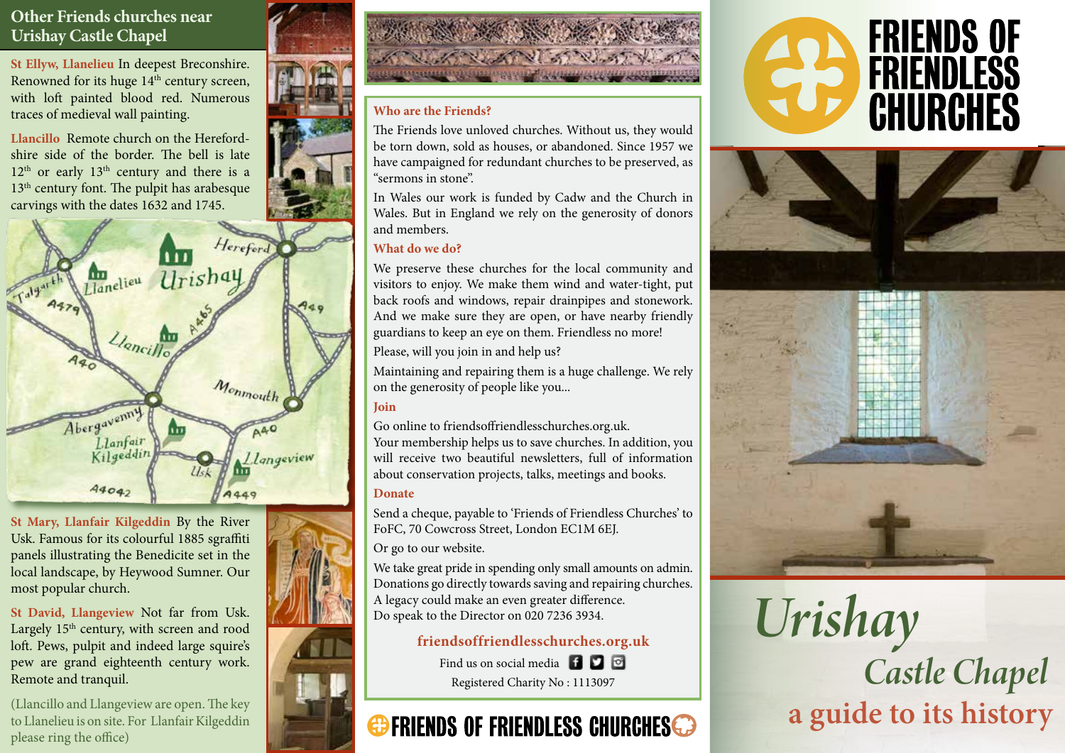## Other Friends churches near Urishay Castle Chapel

**St Ellyw, Llanelieu** In deepest Breconshire. Renowned for its huge 14th century screen, with loft painted blood red. Numerous traces of medieval wall painting.

**Llancillo** Remote church on the Herefordshire side of the border. The bell is late 12th or early 13th century and there is a 13th century font. The pulpit has arabesque carvings with the dates 1632 and 1745.

Talgarth
Llanelieu
Urishay
Hereford
A479
A465
A49
Llancillo
A40
Monmouth
Abergavenny
A40
Llanfair Kilgeddin
Usk
Llangeview
A4042
A449

**St Mary, Llanfair Kilgeddin** By the River Usk. Famous for its colourful 1885 sgraffiti panels illustrating the Benedicite set in the local landscape, by Heywood Sumner. Our most popular church.

**St David, Llangeview** Not far from Usk. Largely 15th century, with screen and rood loft. Pews, pulpit and indeed large squire's pew are grand eighteenth century work. Remote and tranquil.

(Llancillo and Llangeview are open. The key to Llanelieu is on site. For Llanfair Kilgeddin please ring the office)

### Who are the Friends?

The Friends love unloved churches. Without us, they would be torn down, sold as houses, or abandoned. Since 1957 we have campaigned for redundant churches to be preserved, as "sermons in stone".

In Wales our work is funded by Cadw and the Church in Wales. But in England we rely on the generosity of donors and members.

### What do we do?

We preserve these churches for the local community and visitors to enjoy. We make them wind and water-tight, put back roofs and windows, repair drainpipes and stonework. And we make sure they are open, or have nearby friendly guardians to keep an eye on them. Friendless no more!

Please, will you join in and help us?

Maintaining and repairing them is a huge challenge. We rely on the generosity of people like you...

### Join

Go online to friendsoffriendlesschurches.org.uk.
Your membership helps us to save churches. In addition, you will receive two beautiful newsletters, full of information about conservation projects, talks, meetings and books.

### Donate

Send a cheque, payable to 'Friends of Friendless Churches' to FoFC, 70 Cowcross Street, London EC1M 6EJ.

Or go to our website.

We take great pride in spending only small amounts on admin. Donations go directly towards saving and repairing churches. A legacy could make an even greater difference.
Do speak to the Director on 020 7236 3934.

**friendsoffriendlesschurches.org.uk**

Find us on social media

Registered Charity No : 1113097

FRIENDS OF FRIENDLESS CHURCHES

# FRIENDS OF FRIENDLESS CHURCHES

# *Urishay Castle Chapel*

## a guide to its history